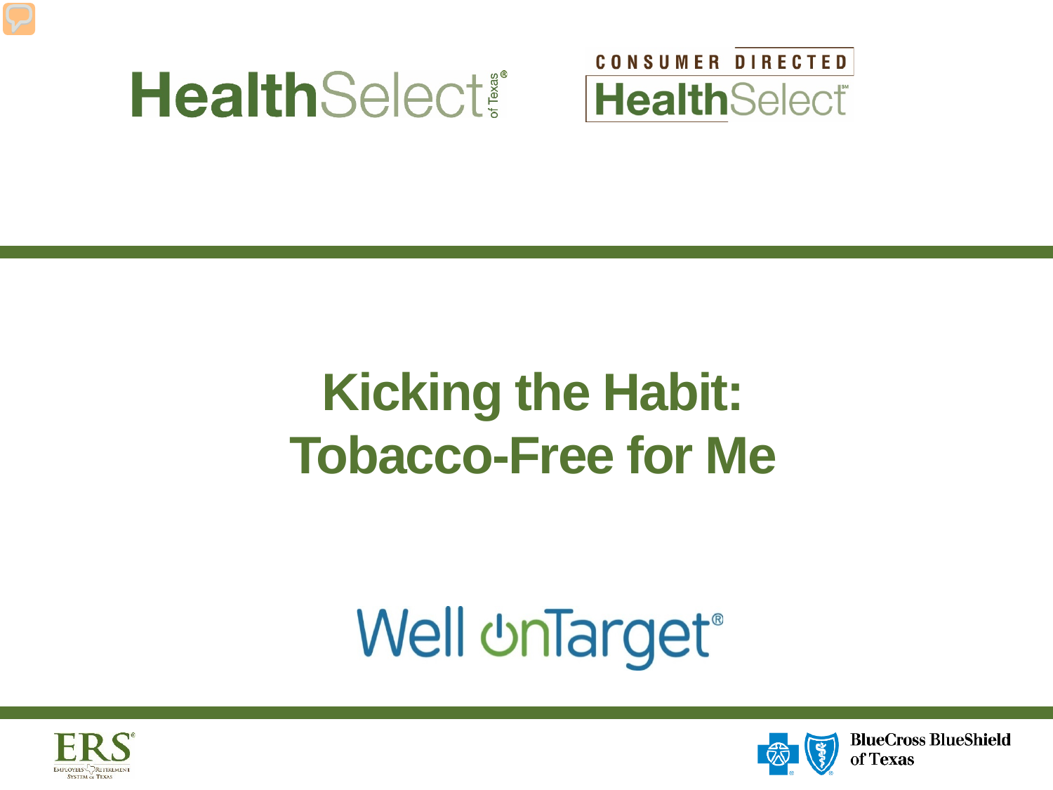HealthSelect of Texas®

CONSUMER DIRECTED HealthSelect℠

# Kicking the Habit: Tobacco-Free for Me

Well onTarget®

ERS® Employees Retirement System of Texas

BlueCross BlueShield of Texas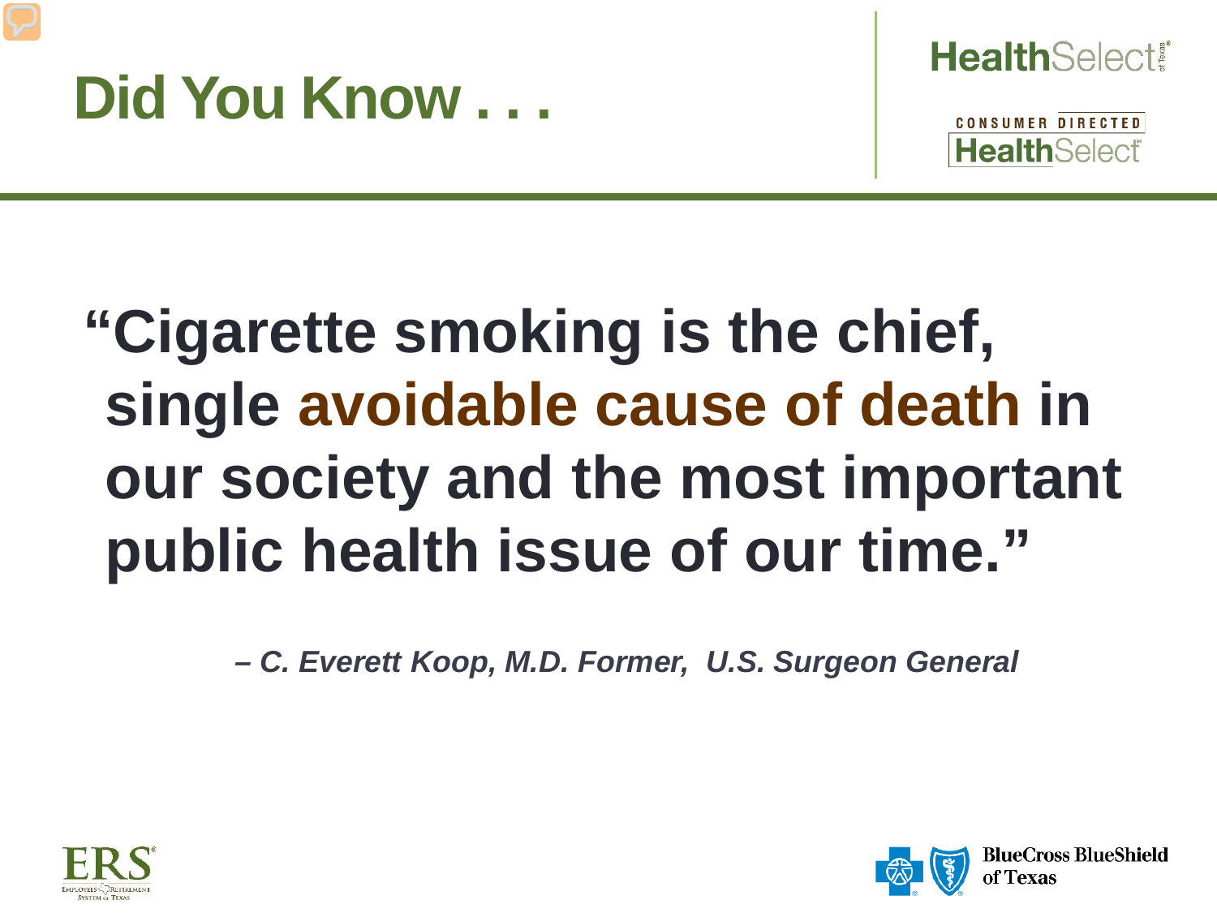# Did You Know . . .

## "Cigarette smoking is the chief, single avoidable cause of death in our society and the most important public health issue of our time."

*– C. Everett Koop, M.D. Former, U.S. Surgeon General*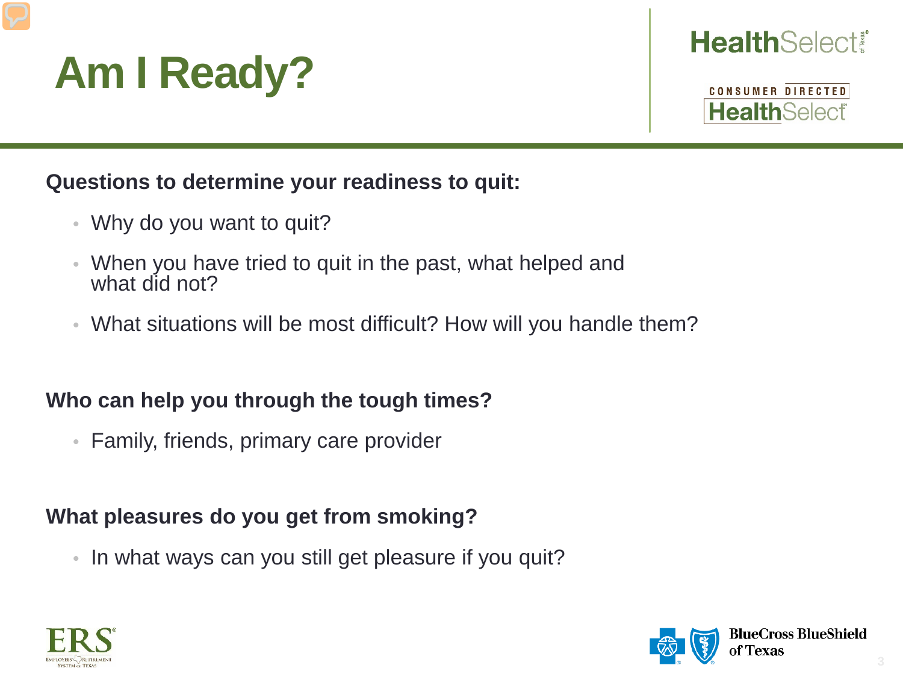# Am I Ready?

**Questions to determine your readiness to quit:**

- Why do you want to quit?
- When you have tried to quit in the past, what helped and what did not?
- What situations will be most difficult? How will you handle them?

**Who can help you through the tough times?**

- Family, friends, primary care provider

**What pleasures do you get from smoking?**

- In what ways can you still get pleasure if you quit?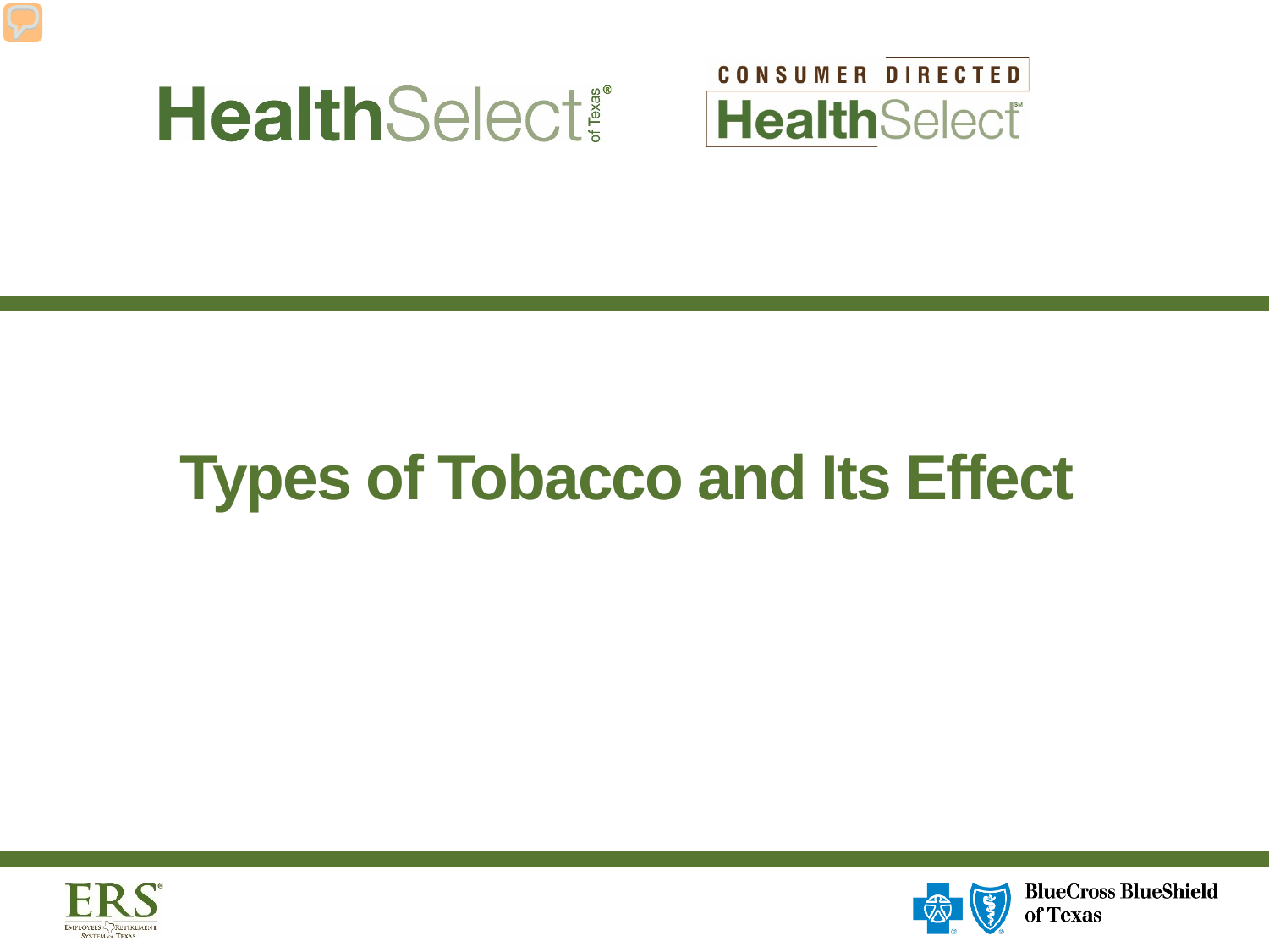# Types of Tobacco and Its Effect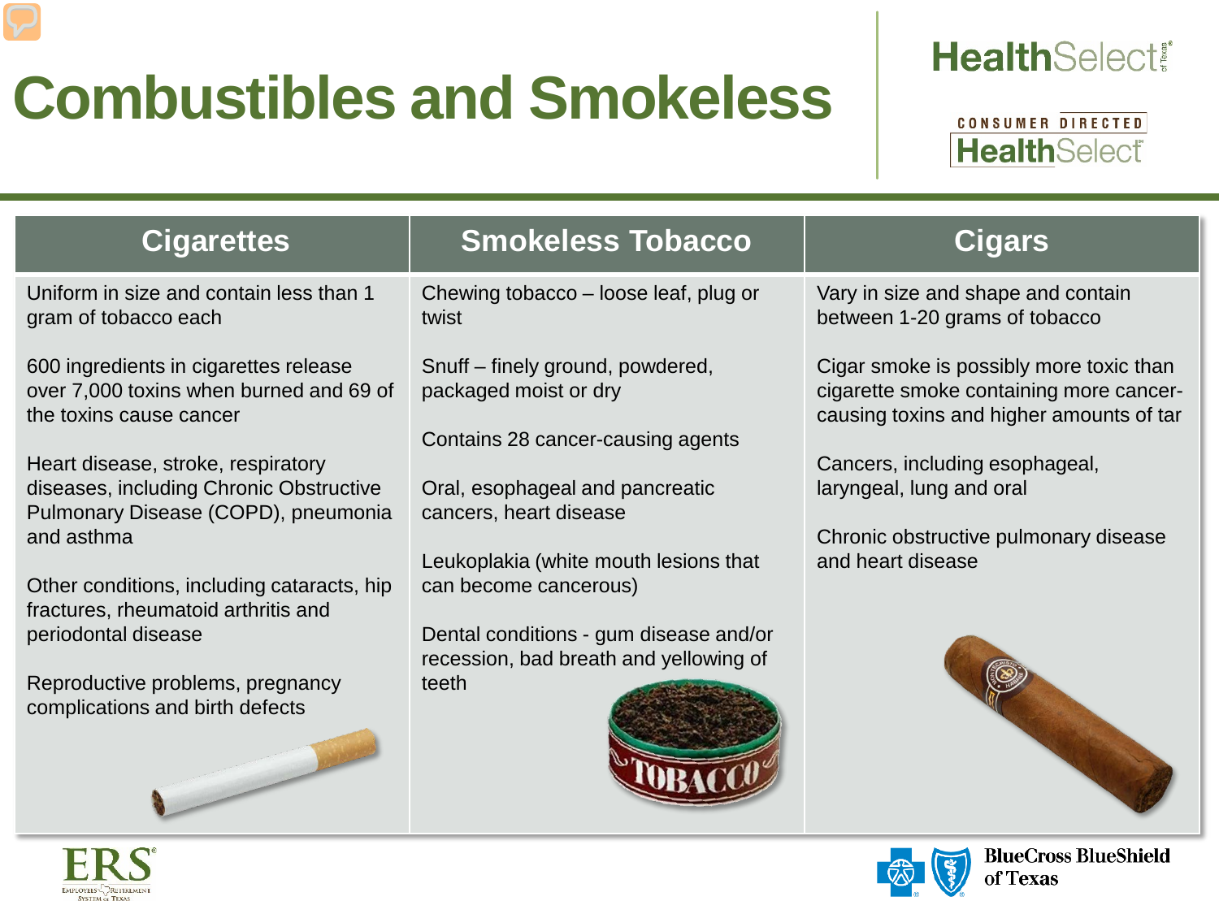# Combustibles and Smokeless

| Cigarettes | Smokeless Tobacco | Cigars |
|---|---|---|
| Uniform in size and contain less than 1 gram of tobacco each<br><br>600 ingredients in cigarettes release over 7,000 toxins when burned and 69 of the toxins cause cancer<br><br>Heart disease, stroke, respiratory diseases, including Chronic Obstructive Pulmonary Disease (COPD), pneumonia and asthma<br><br>Other conditions, including cataracts, hip fractures, rheumatoid arthritis and periodontal disease<br><br>Reproductive problems, pregnancy complications and birth defects | Chewing tobacco – loose leaf, plug or twist<br><br>Snuff – finely ground, powdered, packaged moist or dry<br><br>Contains 28 cancer-causing agents<br><br>Oral, esophageal and pancreatic cancers, heart disease<br><br>Leukoplakia (white mouth lesions that can become cancerous)<br><br>Dental conditions - gum disease and/or recession, bad breath and yellowing of teeth | Vary in size and shape and contain between 1-20 grams of tobacco<br><br>Cigar smoke is possibly more toxic than cigarette smoke containing more cancer-causing toxins and higher amounts of tar<br><br>Cancers, including esophageal, laryngeal, lung and oral<br><br>Chronic obstructive pulmonary disease and heart disease |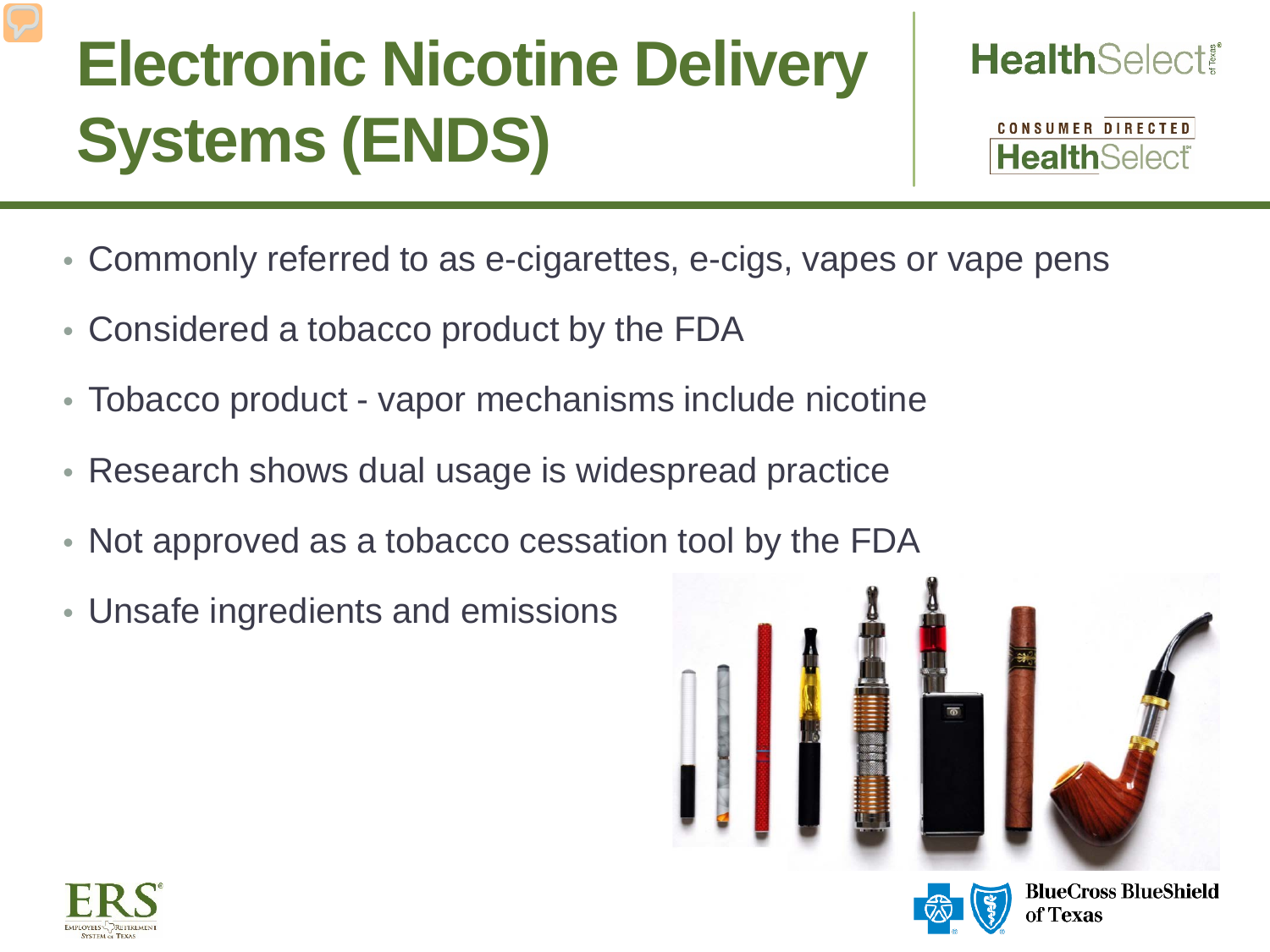# Electronic Nicotine Delivery Systems (ENDS)

- Commonly referred to as e-cigarettes, e-cigs, vapes or vape pens
- Considered a tobacco product by the FDA
- Tobacco product - vapor mechanisms include nicotine
- Research shows dual usage is widespread practice
- Not approved as a tobacco cessation tool by the FDA
- Unsafe ingredients and emissions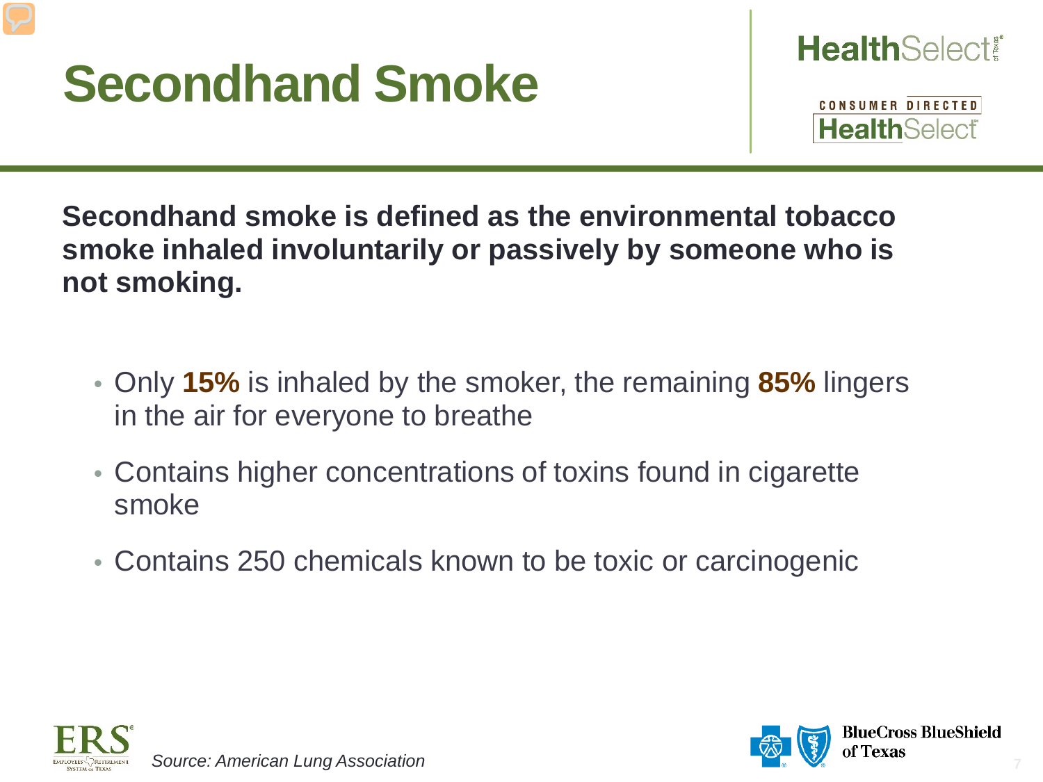# Secondhand Smoke

**Secondhand smoke is defined as the environmental tobacco smoke inhaled involuntarily or passively by someone who is not smoking.**

- Only **15%** is inhaled by the smoker, the remaining **85%** lingers in the air for everyone to breathe
- Contains higher concentrations of toxins found in cigarette smoke
- Contains 250 chemicals known to be toxic or carcinogenic

*Source: American Lung Association*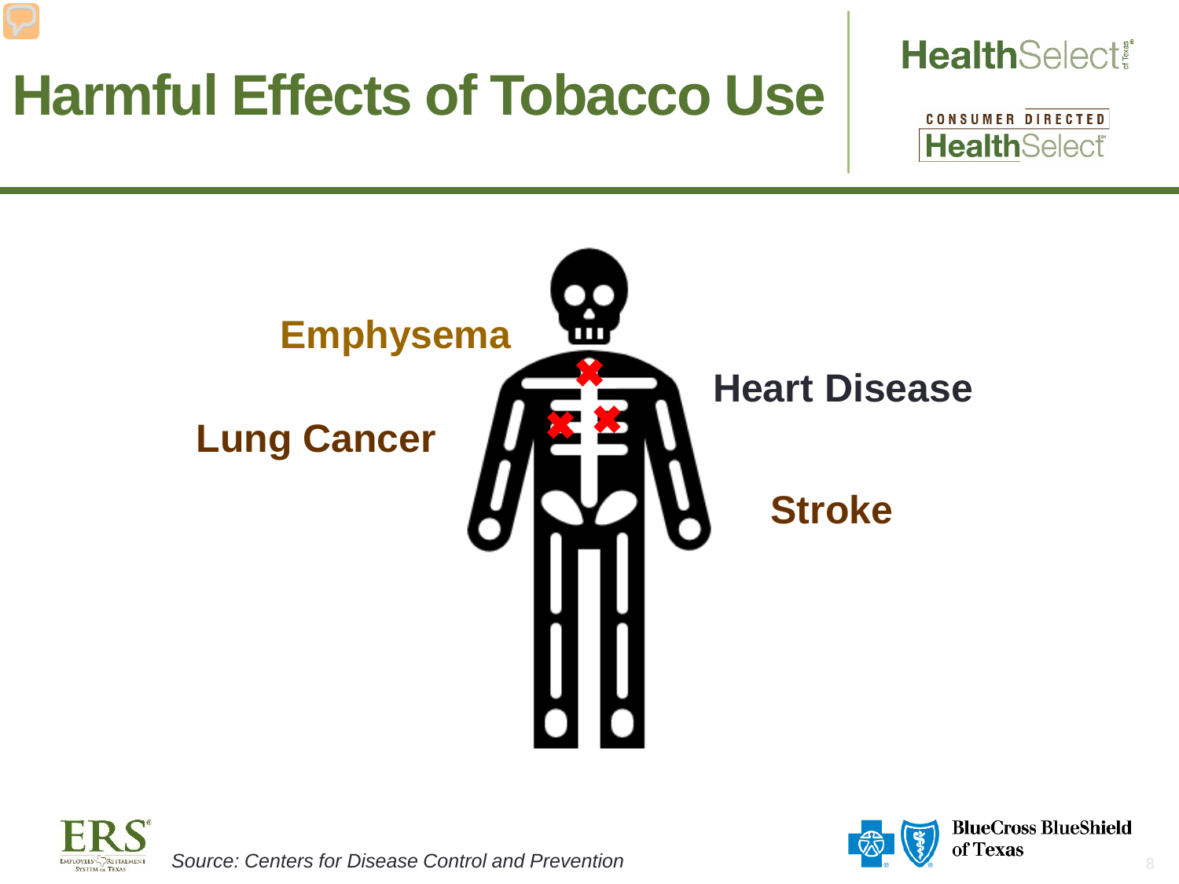# Harmful Effects of Tobacco Use

**Emphysema**

**Lung Cancer**

**Heart Disease**

**Stroke**

*Source: Centers for Disease Control and Prevention*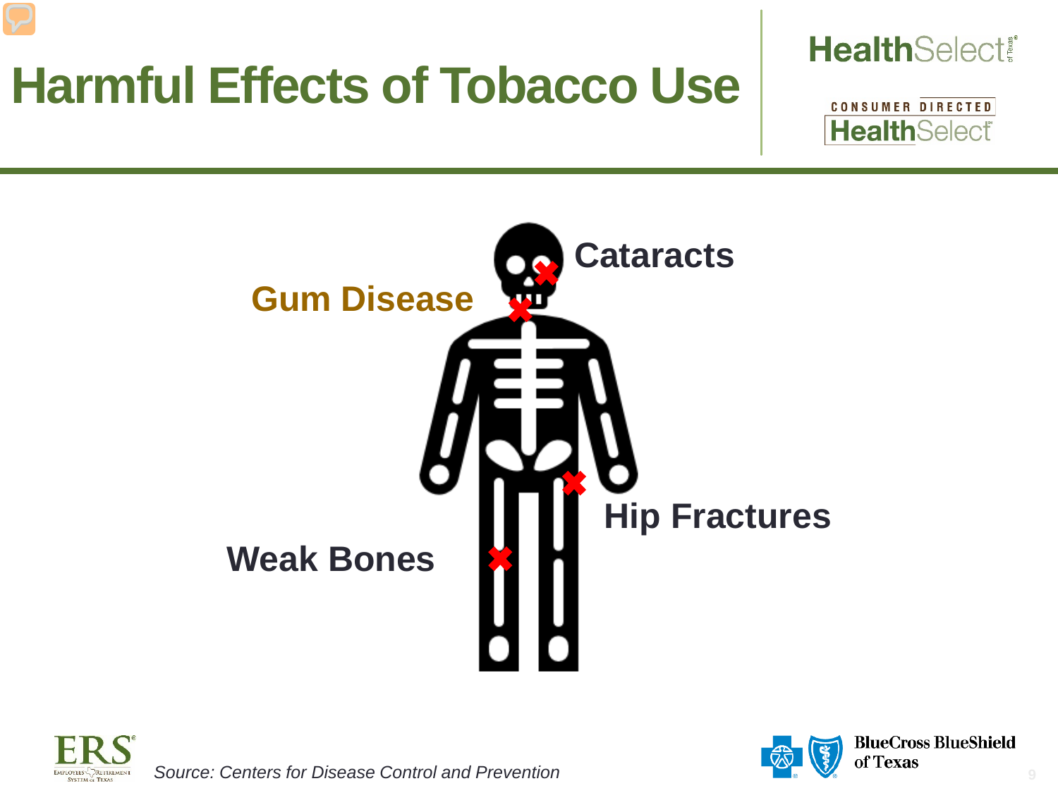# Harmful Effects of Tobacco Use

Cataracts

Gum Disease

Hip Fractures

Weak Bones

*Source: Centers for Disease Control and Prevention*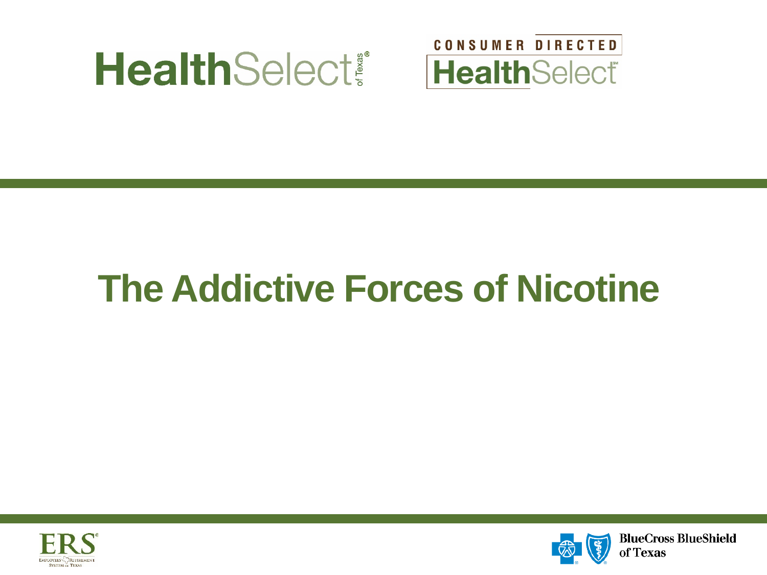# The Addictive Forces of Nicotine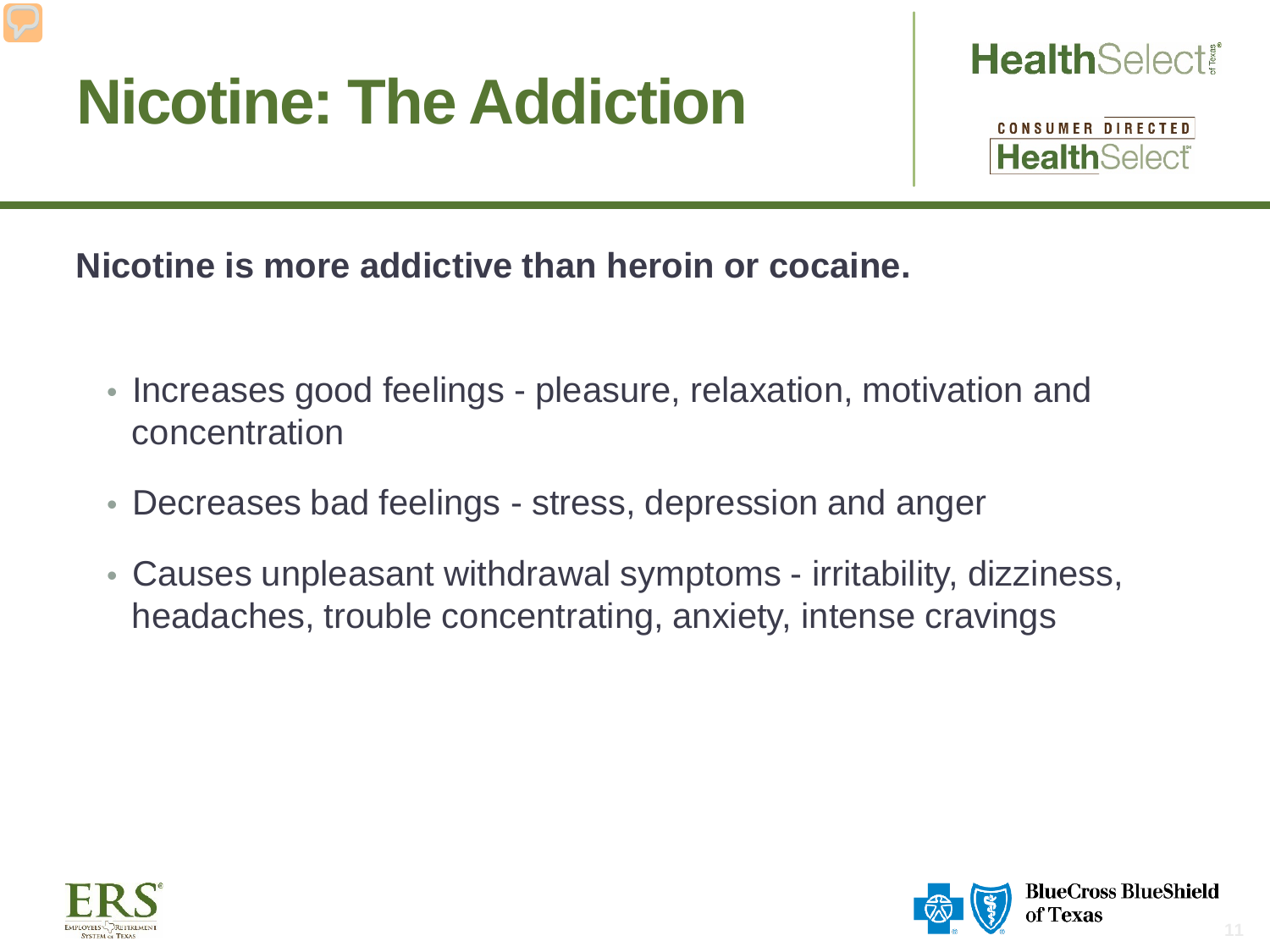# Nicotine: The Addiction

**Nicotine is more addictive than heroin or cocaine.**

- Increases good feelings - pleasure, relaxation, motivation and concentration
- Decreases bad feelings - stress, depression and anger
- Causes unpleasant withdrawal symptoms - irritability, dizziness, headaches, trouble concentrating, anxiety, intense cravings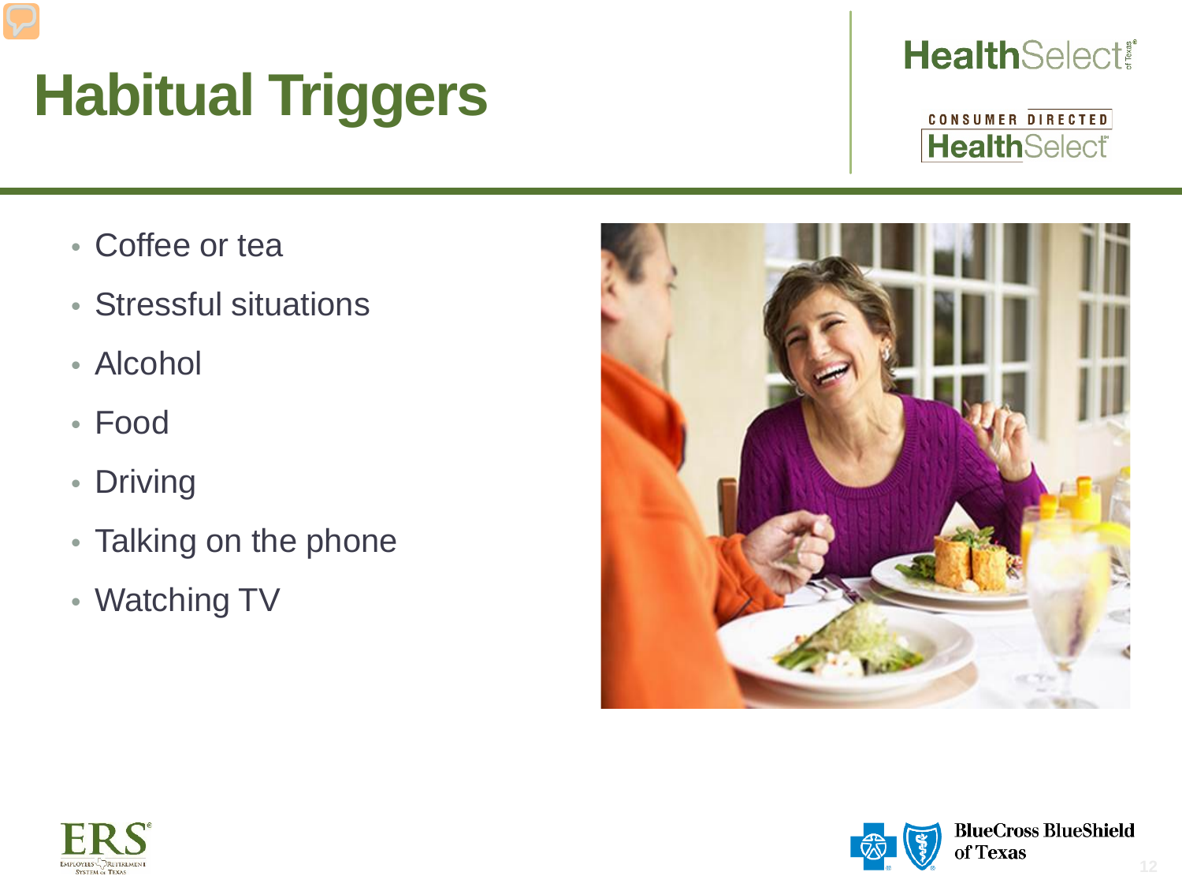# Habitual Triggers

- Coffee or tea
- Stressful situations
- Alcohol
- Food
- Driving
- Talking on the phone
- Watching TV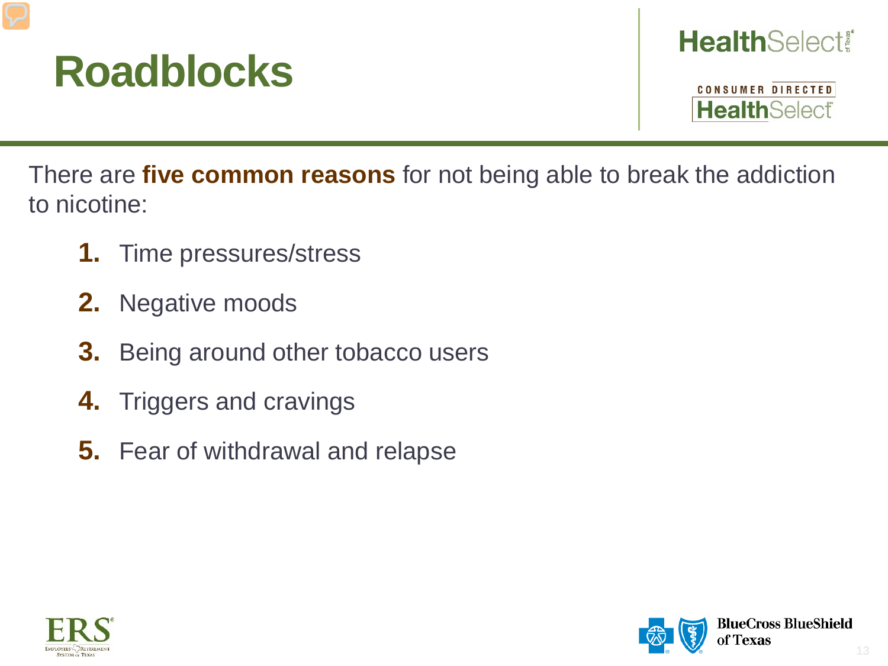# Roadblocks

There are **five common reasons** for not being able to break the addiction to nicotine:

1. Time pressures/stress
2. Negative moods
3. Being around other tobacco users
4. Triggers and cravings
5. Fear of withdrawal and relapse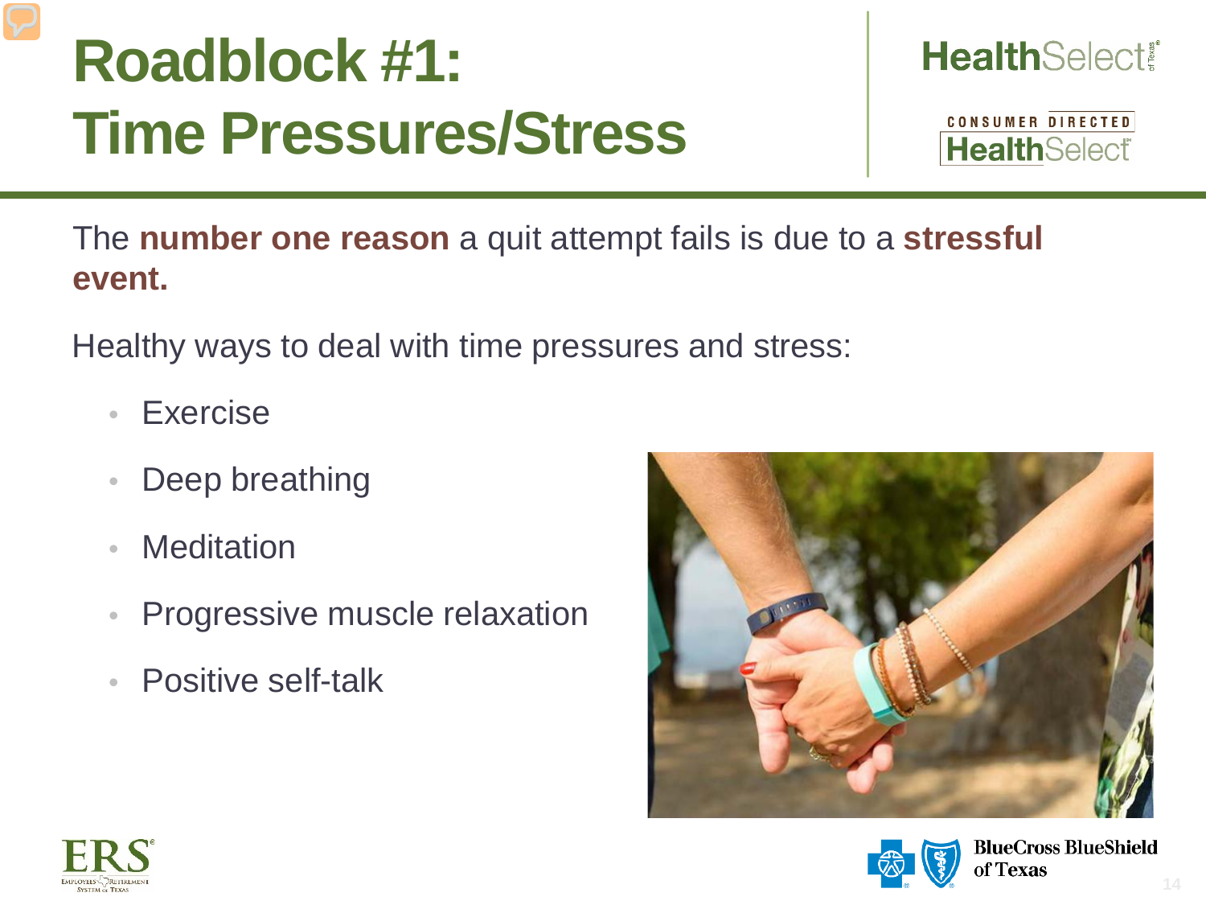# Roadblock #1: Time Pressures/Stress

The **number one reason** a quit attempt fails is due to a **stressful event.**

Healthy ways to deal with time pressures and stress:

- Exercise
- Deep breathing
- Meditation
- Progressive muscle relaxation
- Positive self-talk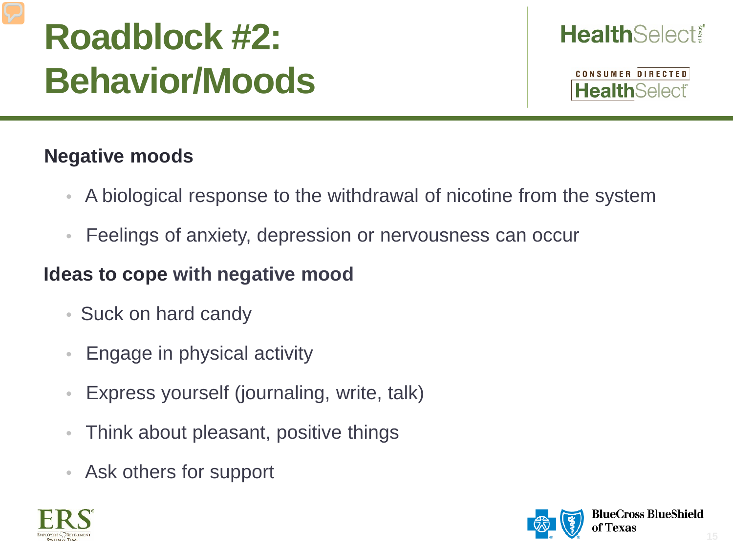# Roadblock #2: Behavior/Moods

**Negative moods**

- A biological response to the withdrawal of nicotine from the system
- Feelings of anxiety, depression or nervousness can occur

**Ideas to cope with negative mood**

- Suck on hard candy
- Engage in physical activity
- Express yourself (journaling, write, talk)
- Think about pleasant, positive things
- Ask others for support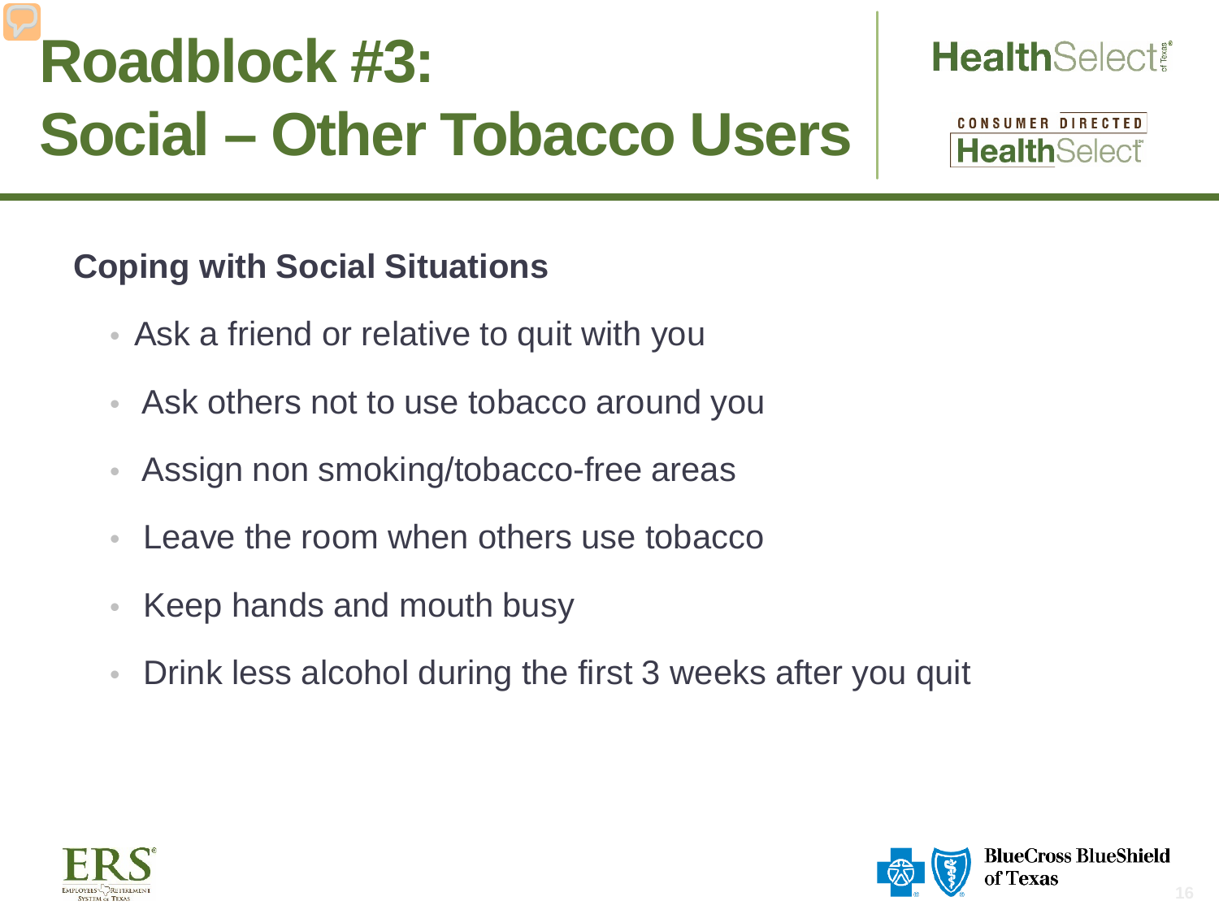# Roadblock #3: Social – Other Tobacco Users

**Coping with Social Situations**

- Ask a friend or relative to quit with you
- Ask others not to use tobacco around you
- Assign non smoking/tobacco-free areas
- Leave the room when others use tobacco
- Keep hands and mouth busy
- Drink less alcohol during the first 3 weeks after you quit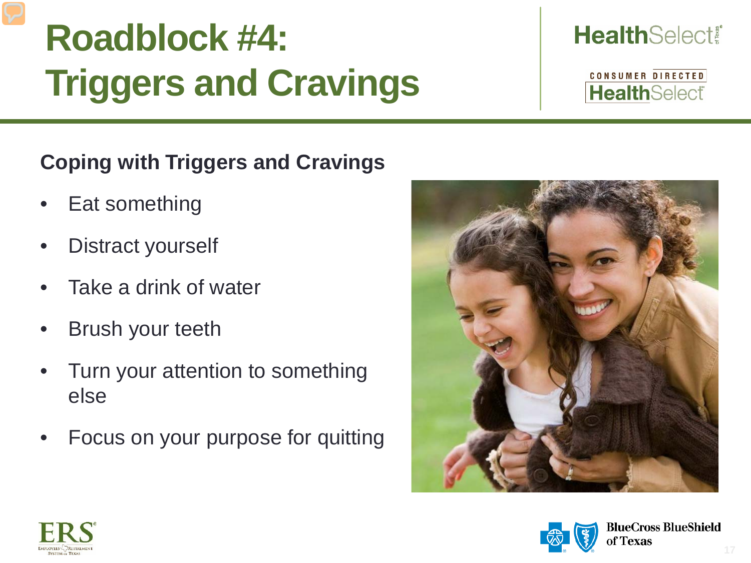# Roadblock #4: Triggers and Cravings

## Coping with Triggers and Cravings

- Eat something
- Distract yourself
- Take a drink of water
- Brush your teeth
- Turn your attention to something else
- Focus on your purpose for quitting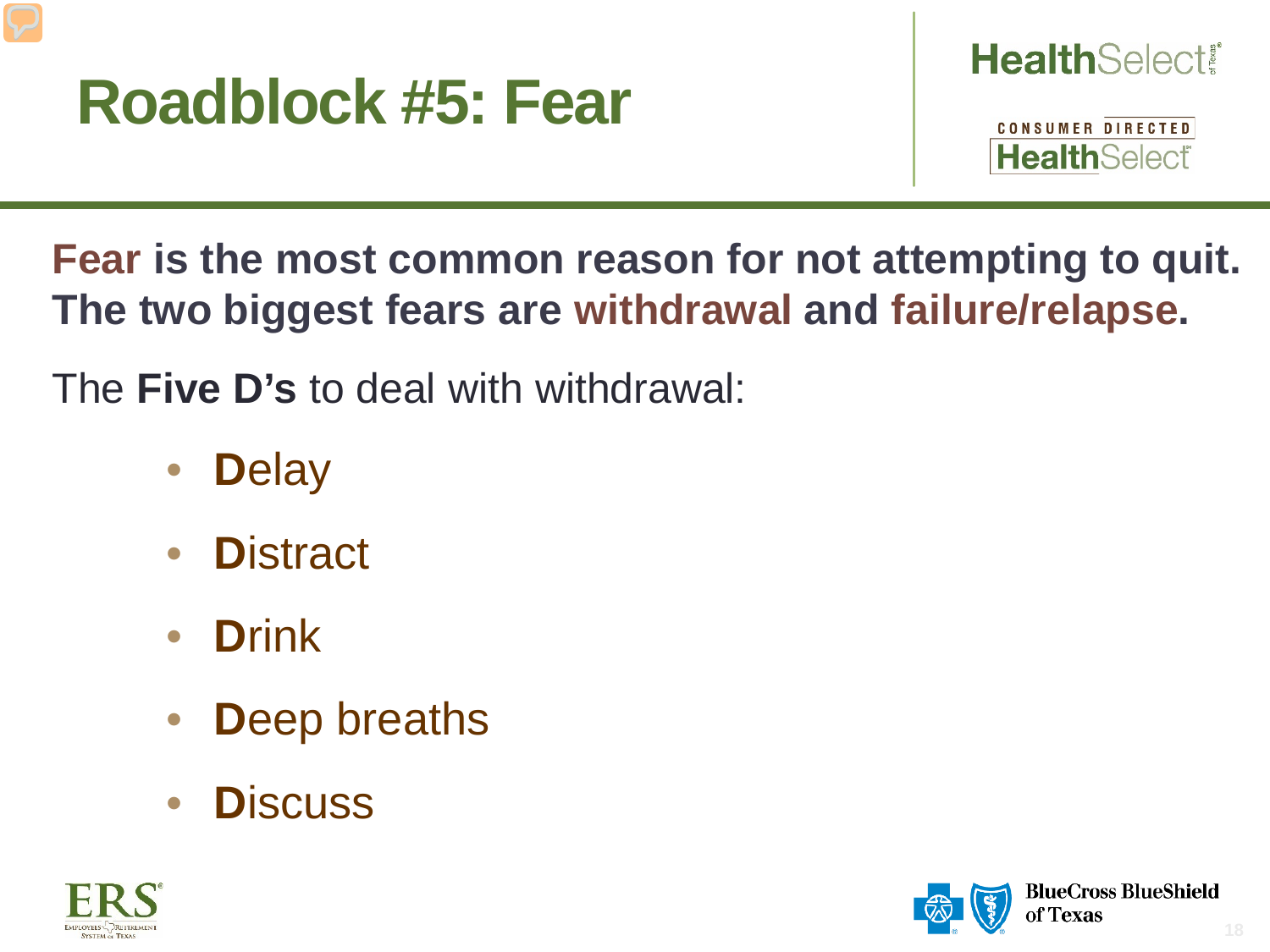# Roadblock #5: Fear

**Fear is the most common reason for not attempting to quit. The two biggest fears are withdrawal and failure/relapse.**

The **Five D's** to deal with withdrawal:

- **D**elay
- **D**istract
- **D**rink
- **D**eep breaths
- **D**iscuss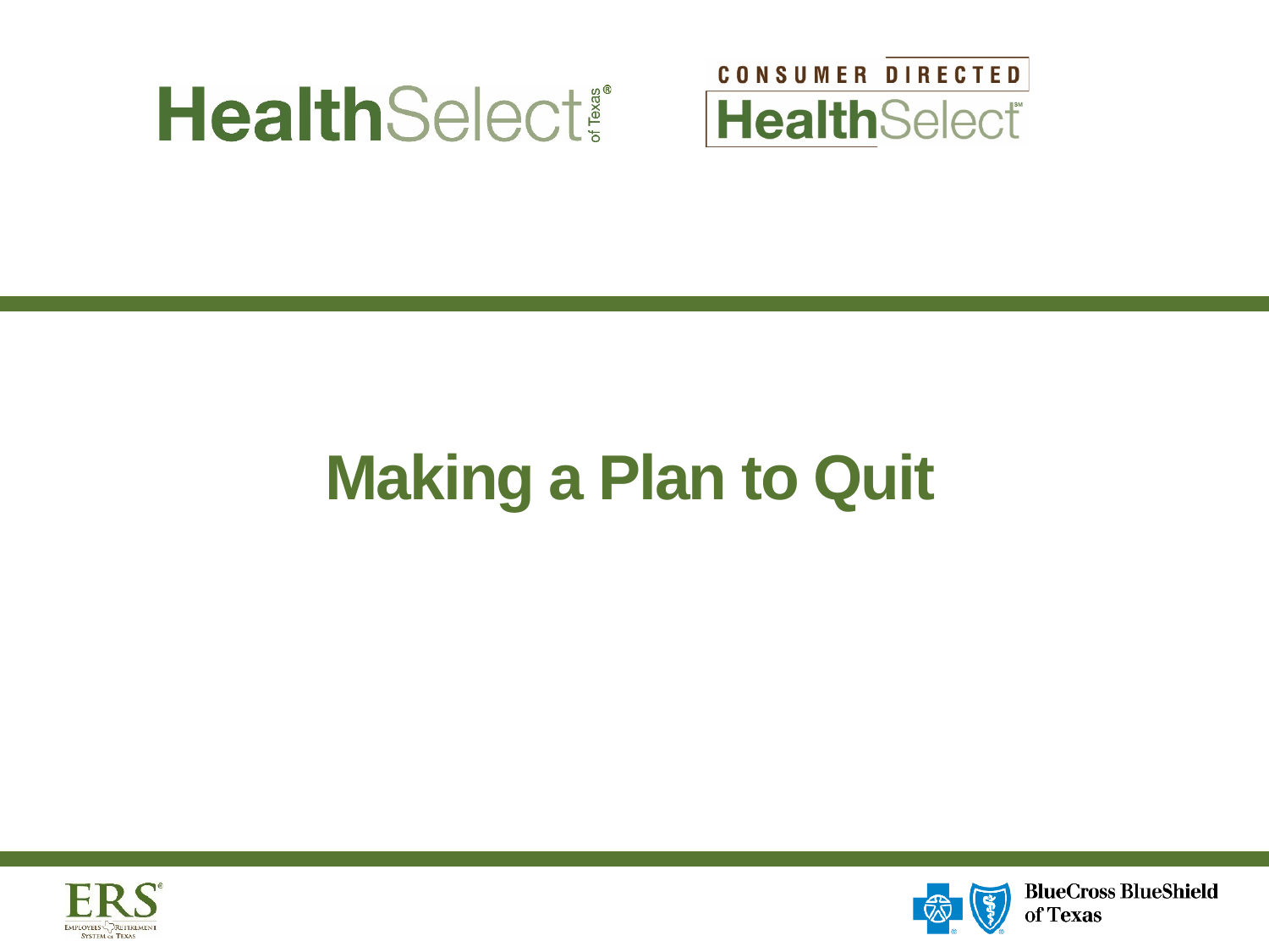# Making a Plan to Quit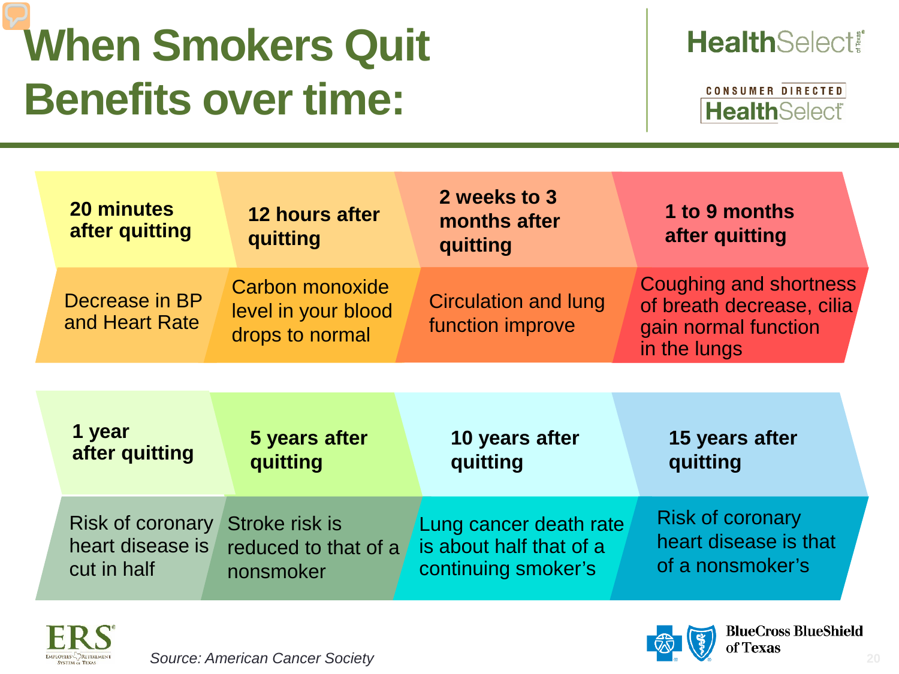# When Smokers Quit Benefits over time:

HealthSelect of Texas

CONSUMER DIRECTED HealthSelect

| 20 minutes after quitting | 12 hours after quitting | 2 weeks to 3 months after quitting | 1 to 9 months after quitting |
|---|---|---|---|
| Decrease in BP and Heart Rate | Carbon monoxide level in your blood drops to normal | Circulation and lung function improve | Coughing and shortness of breath decrease, cilia gain normal function in the lungs |

| 1 year after quitting | 5 years after quitting | 10 years after quitting | 15 years after quitting |
|---|---|---|---|
| Risk of coronary heart disease is cut in half | Stroke risk is reduced to that of a nonsmoker | Lung cancer death rate is about half that of a continuing smoker's | Risk of coronary heart disease is that of a nonsmoker's |

ERS Employees Retirement System of Texas

*Source: American Cancer Society*

BlueCross BlueShield of Texas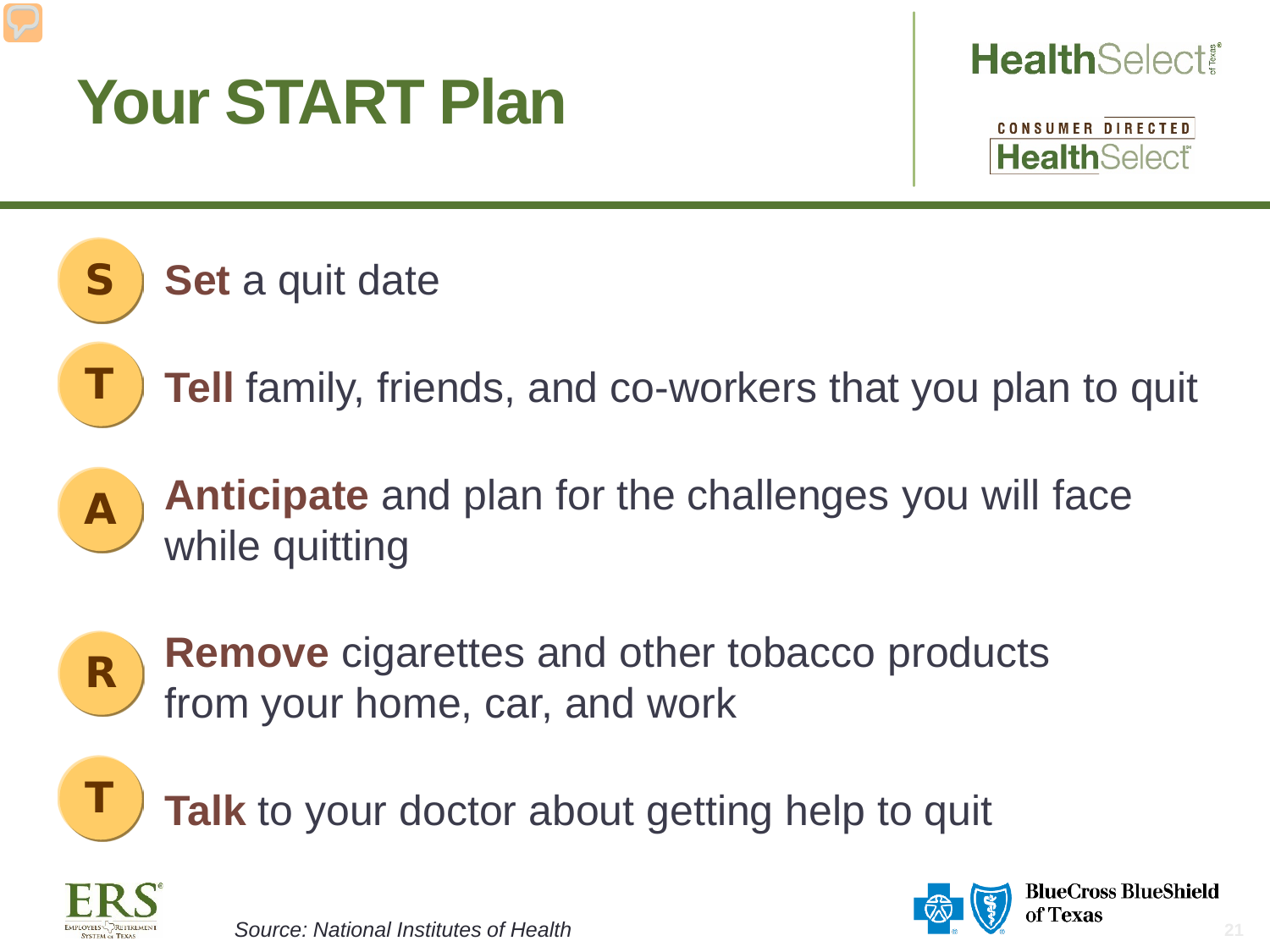# Your START Plan

- **S** — **Set** a quit date
- **T** — **Tell** family, friends, and co-workers that you plan to quit
- **A** — **Anticipate** and plan for the challenges you will face while quitting
- **R** — **Remove** cigarettes and other tobacco products from your home, car, and work
- **T** — **Talk** to your doctor about getting help to quit

*Source: National Institutes of Health*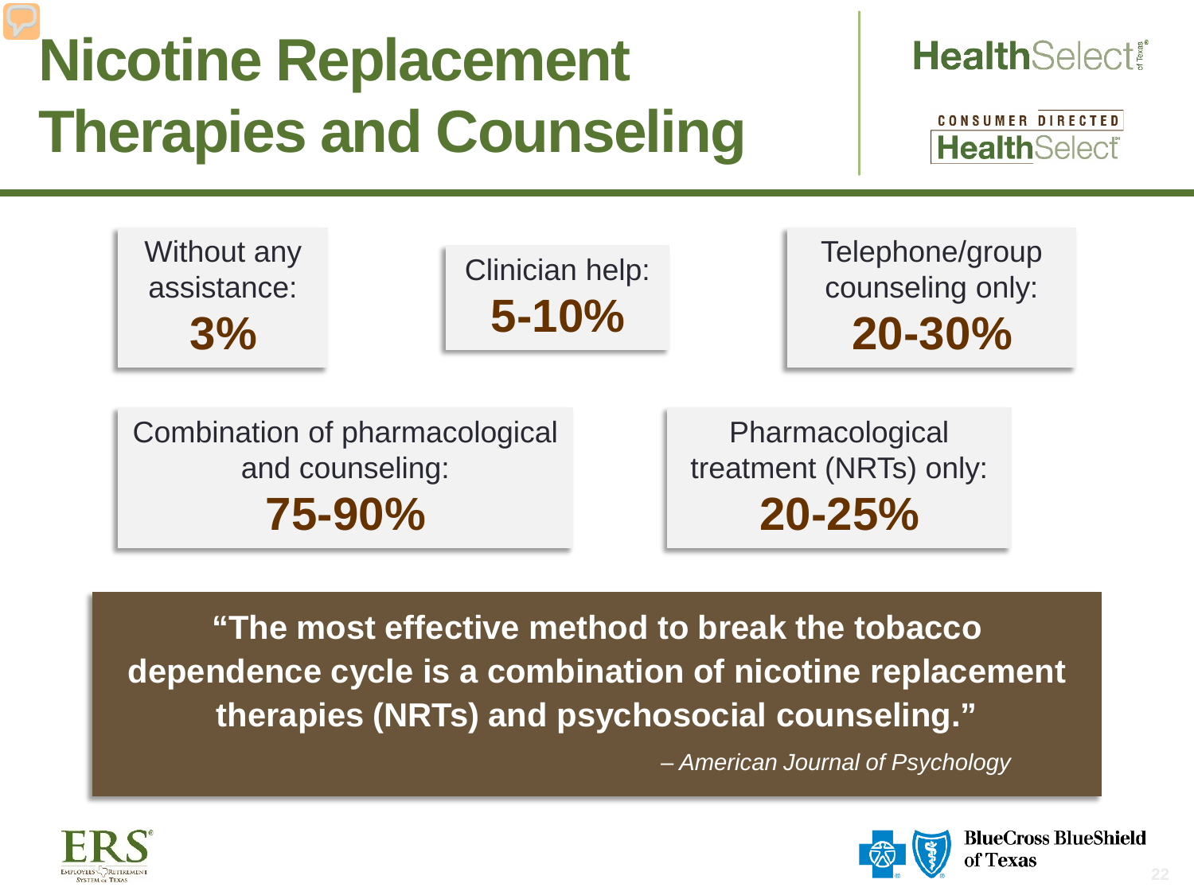# Nicotine Replacement Therapies and Counseling

Without any assistance:
**3%**

Clinician help:
**5-10%**

Telephone/group counseling only:
**20-30%**

Combination of pharmacological and counseling:
**75-90%**

Pharmacological treatment (NRTs) only:
**20-25%**

**"The most effective method to break the tobacco dependence cycle is a combination of nicotine replacement therapies (NRTs) and psychosocial counseling."**

*– American Journal of Psychology*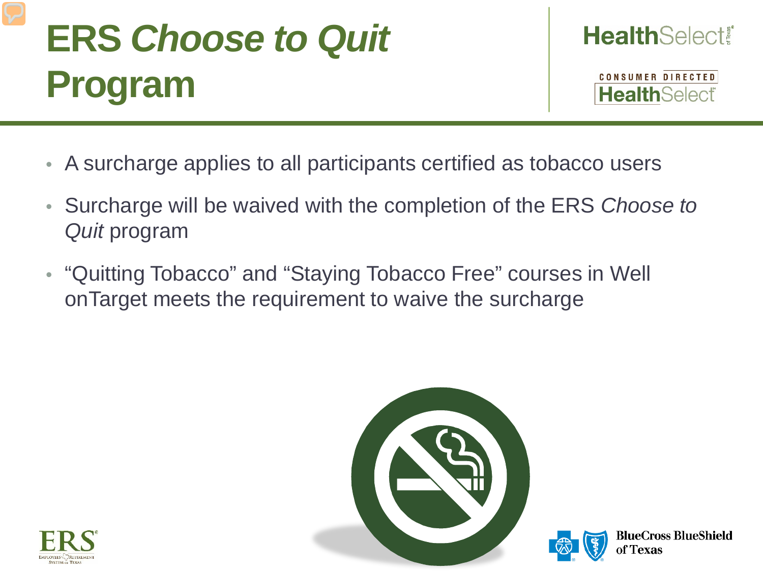# ERS *Choose to Quit* Program

- A surcharge applies to all participants certified as tobacco users
- Surcharge will be waived with the completion of the ERS *Choose to Quit* program
- “Quitting Tobacco” and “Staying Tobacco Free” courses in Well onTarget meets the requirement to waive the surcharge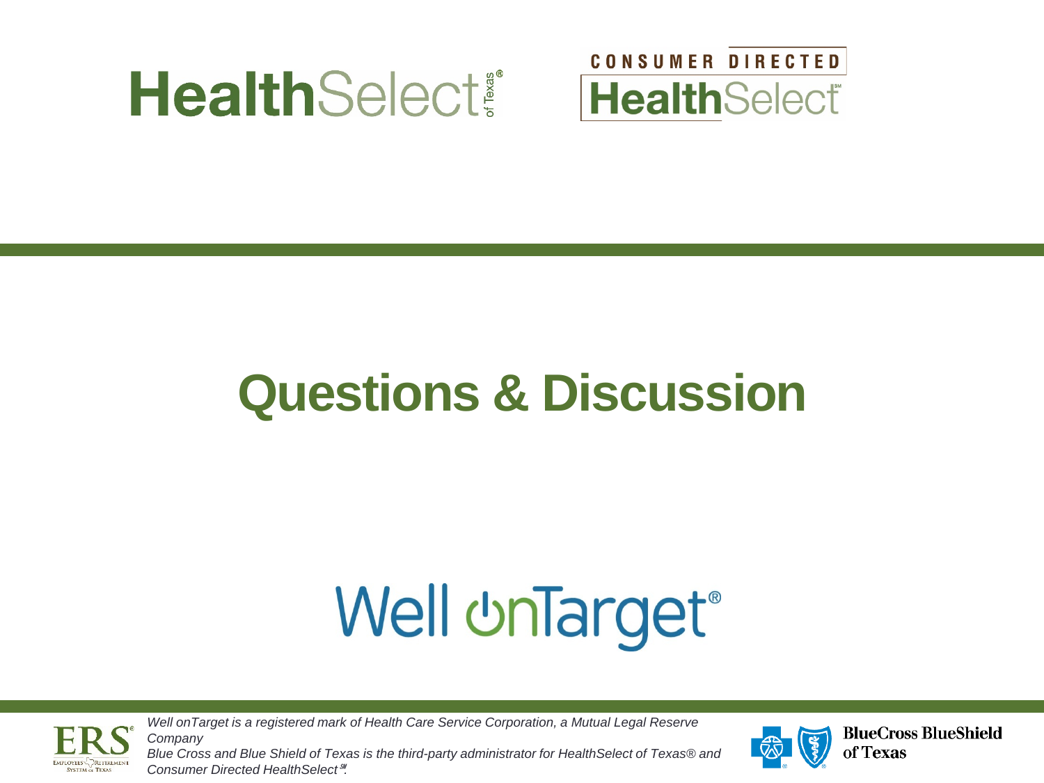HealthSelect of Texas®

CONSUMER DIRECTED HealthSelect℠

# Questions & Discussion

Well onTarget®

*Well onTarget is a registered mark of Health Care Service Corporation, a Mutual Legal Reserve Company*
*Blue Cross and Blue Shield of Texas is the third-party administrator for HealthSelect of Texas® and Consumer Directed HealthSelect℠.*

BlueCross BlueShield of Texas